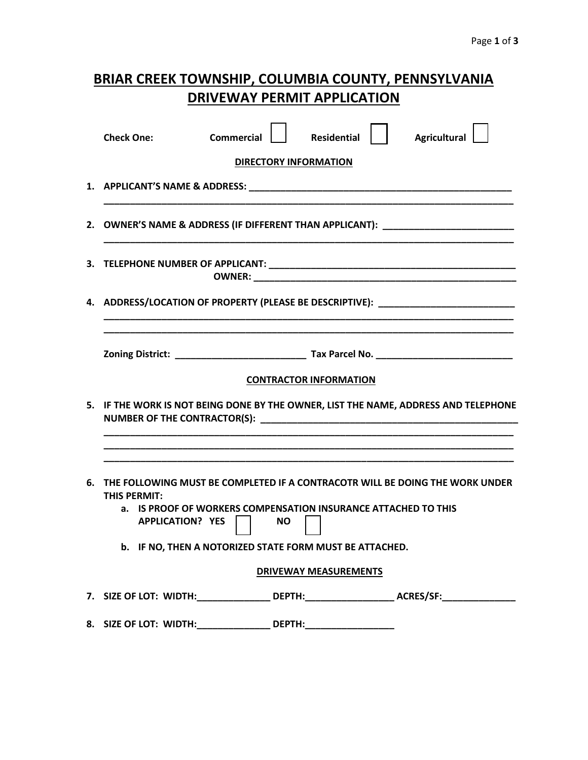# BRIAR CREEK TOWNSHIP, COLUMBIA COUNTY, PENNSYLVANIA
# DRIVEWAY PERMIT APPLICATION

**Check One:** **Commercial** ☐ **Residential** ☐ **Agricultural** ☐

## DIRECTORY INFORMATION

1. **APPLICANT'S NAME & ADDRESS:** ____________________________________________________
   ______________________________________________________________________________

2. **OWNER'S NAME & ADDRESS (IF DIFFERENT THAN APPLICANT):** _________________________
   ______________________________________________________________________________

3. **TELEPHONE NUMBER OF APPLICANT:** _________________________________________________
   **OWNER:** ___________________________________________________

4. **ADDRESS/LOCATION OF PROPERTY (PLEASE BE DESCRIPTIVE):** __________________________
   ______________________________________________________________________________
   ______________________________________________________________________________

   **Zoning District:** _________________________ **Tax Parcel No.** __________________________

## CONTRACTOR INFORMATION

5. **IF THE WORK IS NOT BEING DONE BY THE OWNER, LIST THE NAME, ADDRESS AND TELEPHONE NUMBER OF THE CONTRACTOR(S):** ___________________________________________________
   ______________________________________________________________________________
   ______________________________________________________________________________
   ______________________________________________________________________________

6. **THE FOLLOWING MUST BE COMPLETED IF A CONTRACOTR WILL BE DOING THE WORK UNDER THIS PERMIT:**
   a. **IS PROOF OF WORKERS COMPENSATION INSURANCE ATTACHED TO THIS APPLICATION? YES** ☐ **NO** ☐
   b. **IF NO, THEN A NOTORIZED STATE FORM MUST BE ATTACHED.**

## DRIVEWAY MEASUREMENTS

7. **SIZE OF LOT: WIDTH:**______________ **DEPTH:**_________________ **ACRES/SF:**______________

8. **SIZE OF LOT: WIDTH:**______________ **DEPTH:**_________________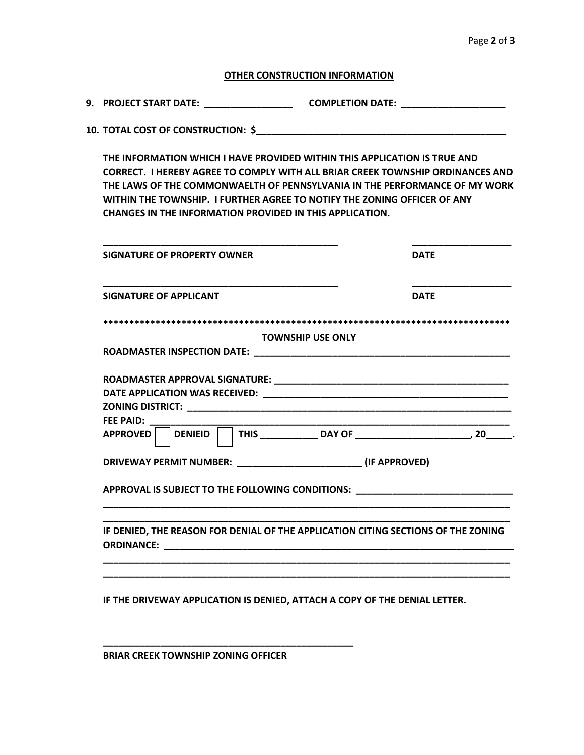## OTHER CONSTRUCTION INFORMATION

**9. PROJECT START DATE: _________________ COMPLETION DATE: ____________________**

**10. TOTAL COST OF CONSTRUCTION: $_________________________________________________**

**THE INFORMATION WHICH I HAVE PROVIDED WITHIN THIS APPLICATION IS TRUE AND CORRECT. I HEREBY AGREE TO COMPLY WITH ALL BRIAR CREEK TOWNSHIP ORDINANCES AND THE LAWS OF THE COMMONWAELTH OF PENNSYLVANIA IN THE PERFORMANCE OF MY WORK WITHIN THE TOWNSHIP. I FURTHER AGREE TO NOTIFY THE ZONING OFFICER OF ANY CHANGES IN THE INFORMATION PROVIDED IN THIS APPLICATION.**

______________________________________________ ___________________

**SIGNATURE OF PROPERTY OWNER** **DATE**

______________________________________________ ___________________

**SIGNATURE OF APPLICANT** **DATE**

**********************************************************************************

**TOWNSHIP USE ONLY**

**ROADMASTER INSPECTION DATE: _________________________________________________**

**ROADMASTER APPROVAL SIGNATURE: ______________________________________________**

**DATE APPLICATION WAS RECEIVED: _______________________________________________**

**ZONING DISTRICT: _________________________________________________________________**

**FEE PAID: _________________________________________________________________________**

**APPROVED ☐ DENIEID ☐ THIS ___________ DAY OF ______________________, 20_____.**

**DRIVEWAY PERMIT NUMBER: ________________________ (IF APPROVED)**

**APPROVAL IS SUBJECT TO THE FOLLOWING CONDITIONS: ______________________________**

_________________________________________________________________________________

_________________________________________________________________________________

**IF DENIED, THE REASON FOR DENIAL OF THE APPLICATION CITING SECTIONS OF THE ZONING ORDINANCE: ______________________________________________________________________**

_________________________________________________________________________________

_________________________________________________________________________________

**IF THE DRIVEWAY APPLICATION IS DENIED, ATTACH A COPY OF THE DENIAL LETTER.**

__________________________________________________

**BRIAR CREEK TOWNSHIP ZONING OFFICER**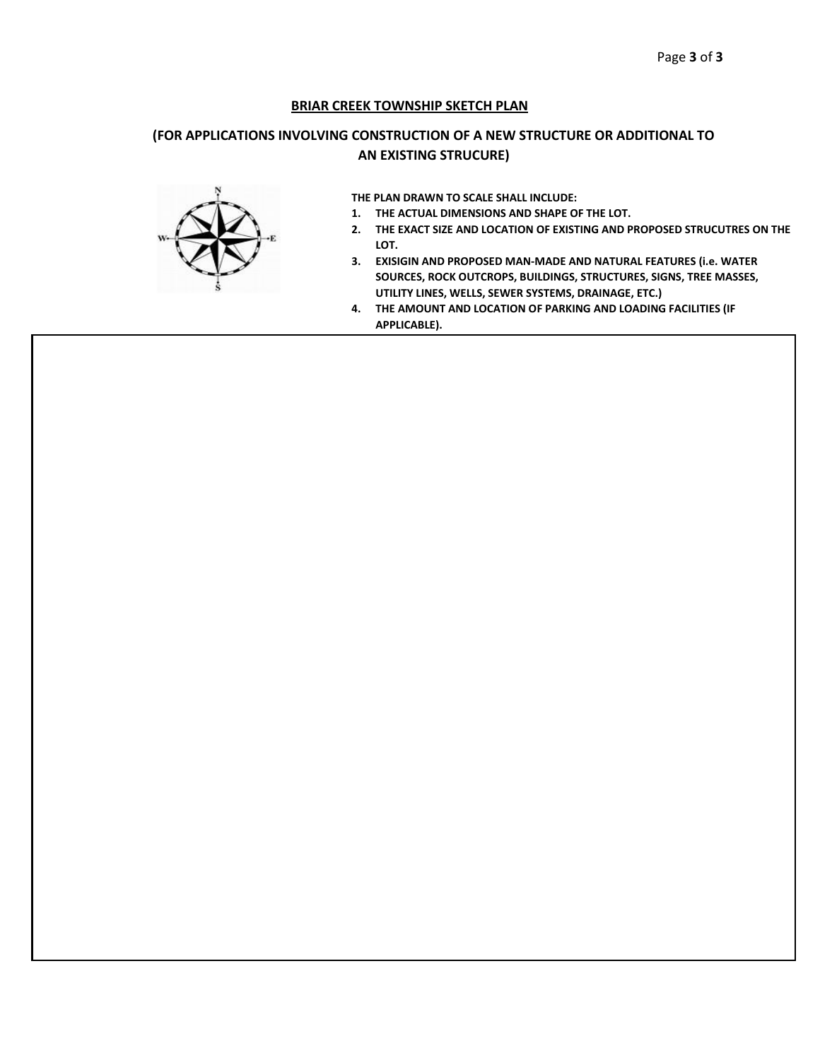**BRIAR CREEK TOWNSHIP SKETCH PLAN**

**(FOR APPLICATIONS INVOLVING CONSTRUCTION OF A NEW STRUCTURE OR ADDITIONAL TO AN EXISTING STRUCURE)**

**THE PLAN DRAWN TO SCALE SHALL INCLUDE:**

1. **THE ACTUAL DIMENSIONS AND SHAPE OF THE LOT.**
2. **THE EXACT SIZE AND LOCATION OF EXISTING AND PROPOSED STRUCUTRES ON THE LOT.**
3. **EXISIGIN AND PROPOSED MAN-MADE AND NATURAL FEATURES (i.e. WATER SOURCES, ROCK OUTCROPS, BUILDINGS, STRUCTURES, SIGNS, TREE MASSES, UTILITY LINES, WELLS, SEWER SYSTEMS, DRAINAGE, ETC.)**
4. **THE AMOUNT AND LOCATION OF PARKING AND LOADING FACILITIES (IF APPLICABLE).**